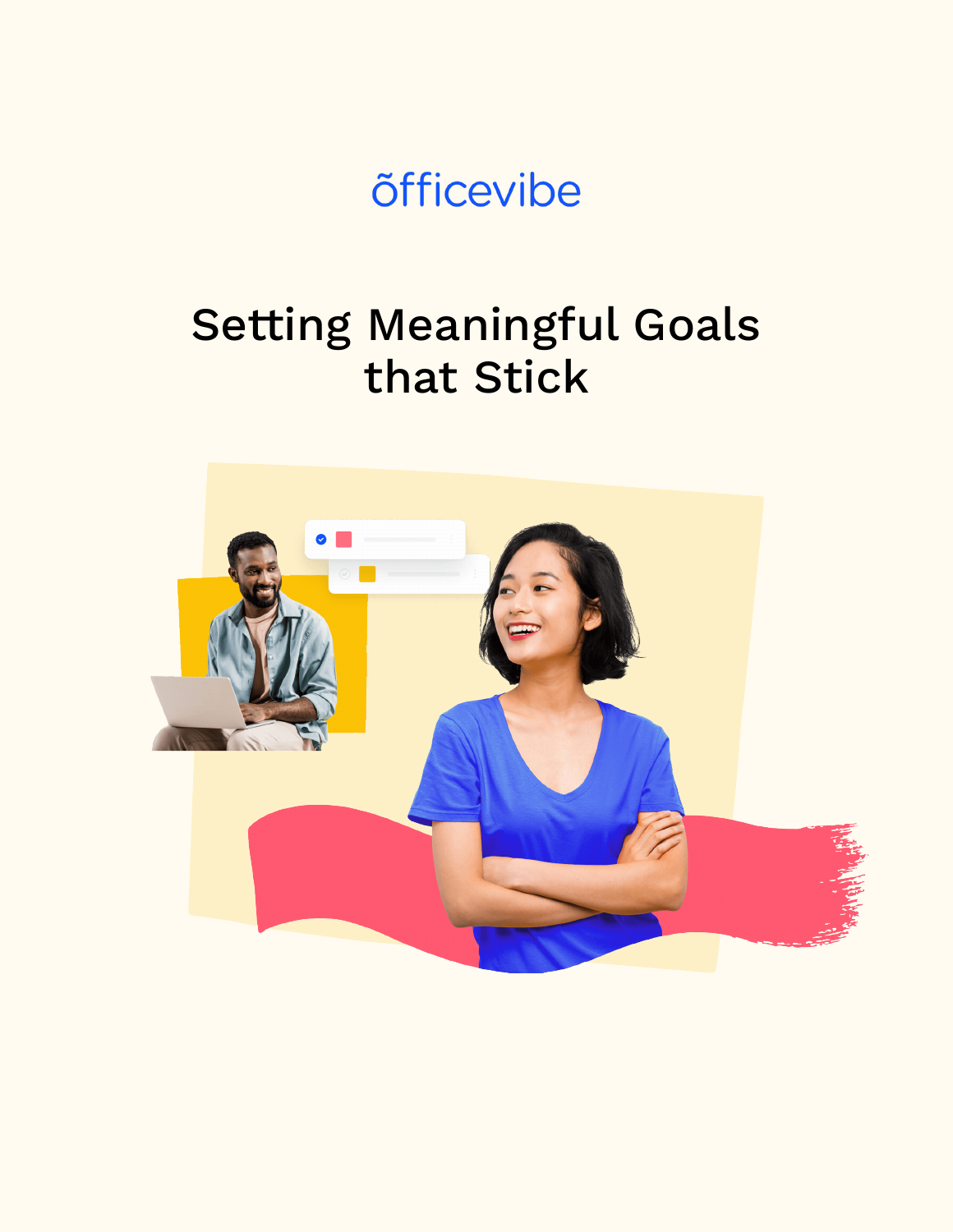õfficevibe

# Setting Meaningful Goals that Stick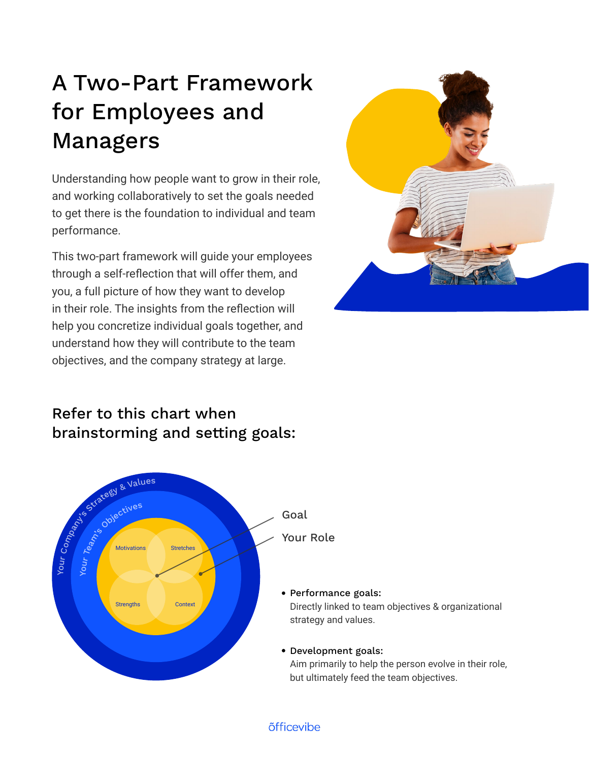# A Two-Part Framework for Employees and Managers

Understanding how people want to grow in their role, and working collaboratively to set the goals needed to get there is the foundation to individual and team performance.

This two-part framework will guide your employees through a self-reflection that will offer them, and you, a full picture of how they want to develop in their role. The insights from the reflection will help you concretize individual goals together, and understand how they will contribute to the team objectives, and the company strategy at large.

## Refer to this chart when brainstorming and setting goals:

Your Company's Strategy & Values

Your Team's Objectives

Motivations

Stretches

Strengths

Context

Goal

Your Role

- **Performance goals:**
  Directly linked to team objectives & organizational strategy and values.

- **Development goals:**
  Aim primarily to help the person evolve in their role, but ultimately feed the team objectives.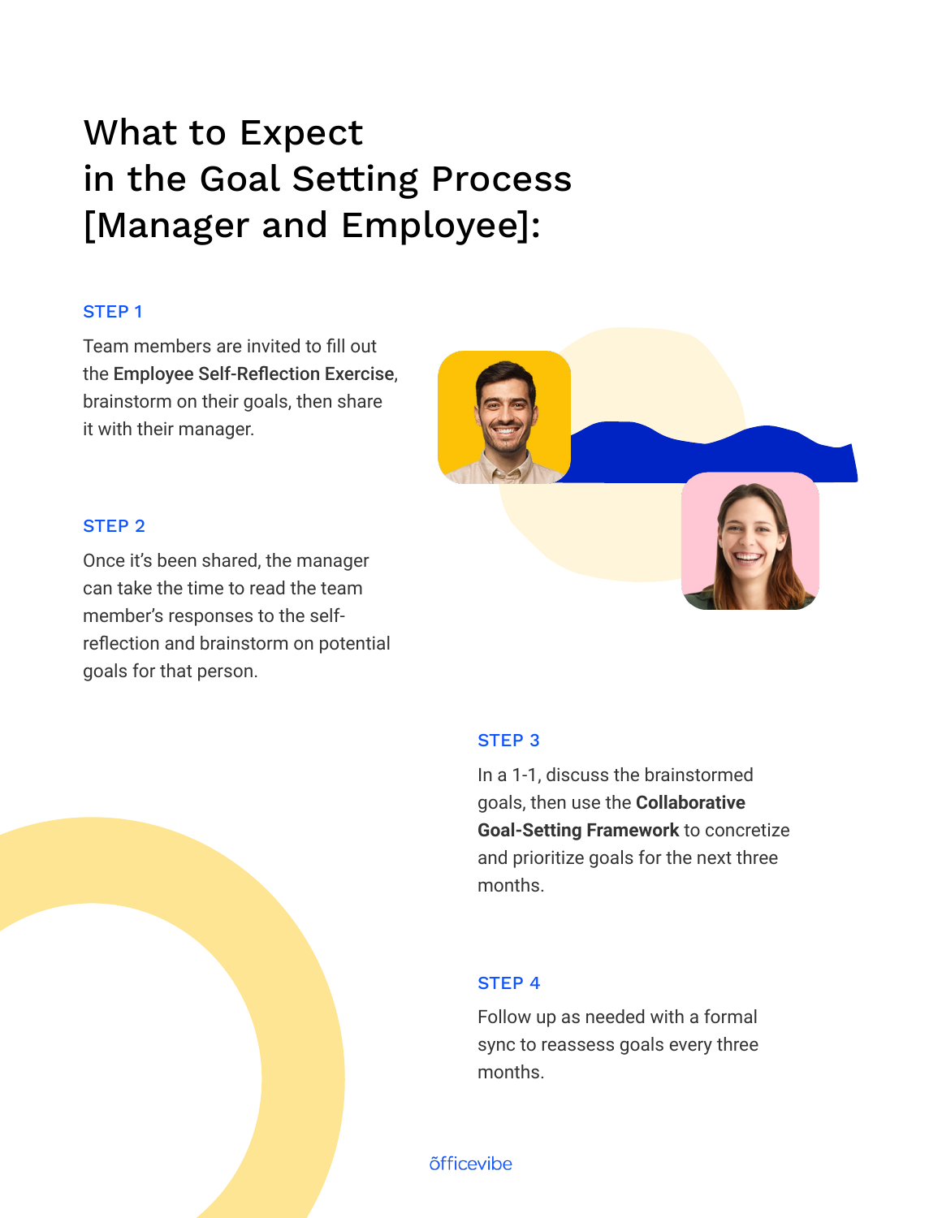# What to Expect in the Goal Setting Process [Manager and Employee]:

### STEP 1

Team members are invited to fill out the **Employee Self-Reflection Exercise**, brainstorm on their goals, then share it with their manager.

### STEP 2

Once it's been shared, the manager can take the time to read the team member's responses to the self-reflection and brainstorm on potential goals for that person.

### STEP 3

In a 1-1, discuss the brainstormed goals, then use the **Collaborative Goal-Setting Framework** to concretize and prioritize goals for the next three months.

### STEP 4

Follow up as needed with a formal sync to reassess goals every three months.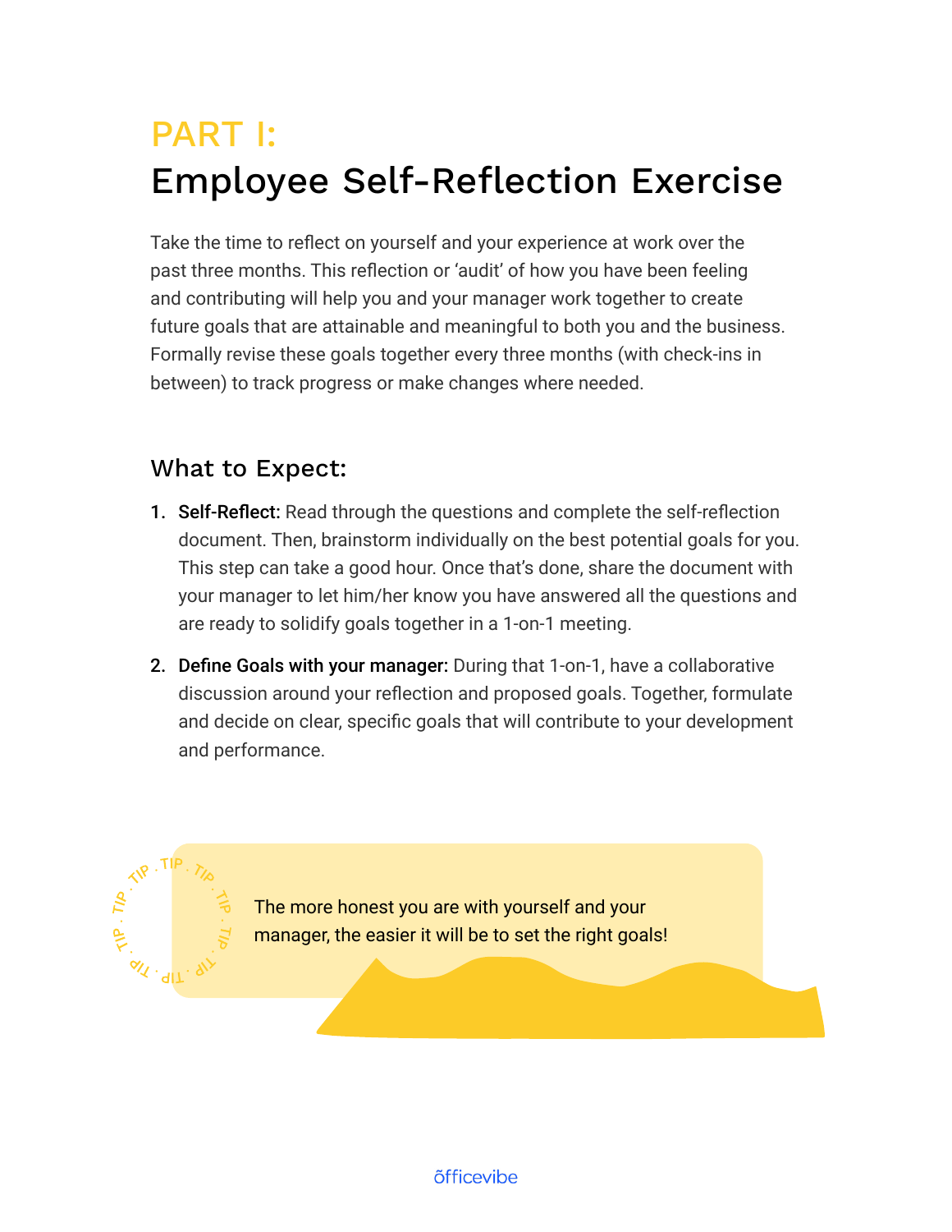# PART I:
# Employee Self-Reflection Exercise

Take the time to reflect on yourself and your experience at work over the past three months. This reflection or 'audit' of how you have been feeling and contributing will help you and your manager work together to create future goals that are attainable and meaningful to both you and the business. Formally revise these goals together every three months (with check-ins in between) to track progress or make changes where needed.

## What to Expect:

1. **Self-Reflect:** Read through the questions and complete the self-reflection document. Then, brainstorm individually on the best potential goals for you. This step can take a good hour. Once that's done, share the document with your manager to let him/her know you have answered all the questions and are ready to solidify goals together in a 1-on-1 meeting.
2. **Define Goals with your manager:** During that 1-on-1, have a collaborative discussion around your reflection and proposed goals. Together, formulate and decide on clear, specific goals that will contribute to your development and performance.

TIP · TIP · TIP · TIP · TIP · TIP · TIP · TIP ·

The more honest you are with yourself and your manager, the easier it will be to set the right goals!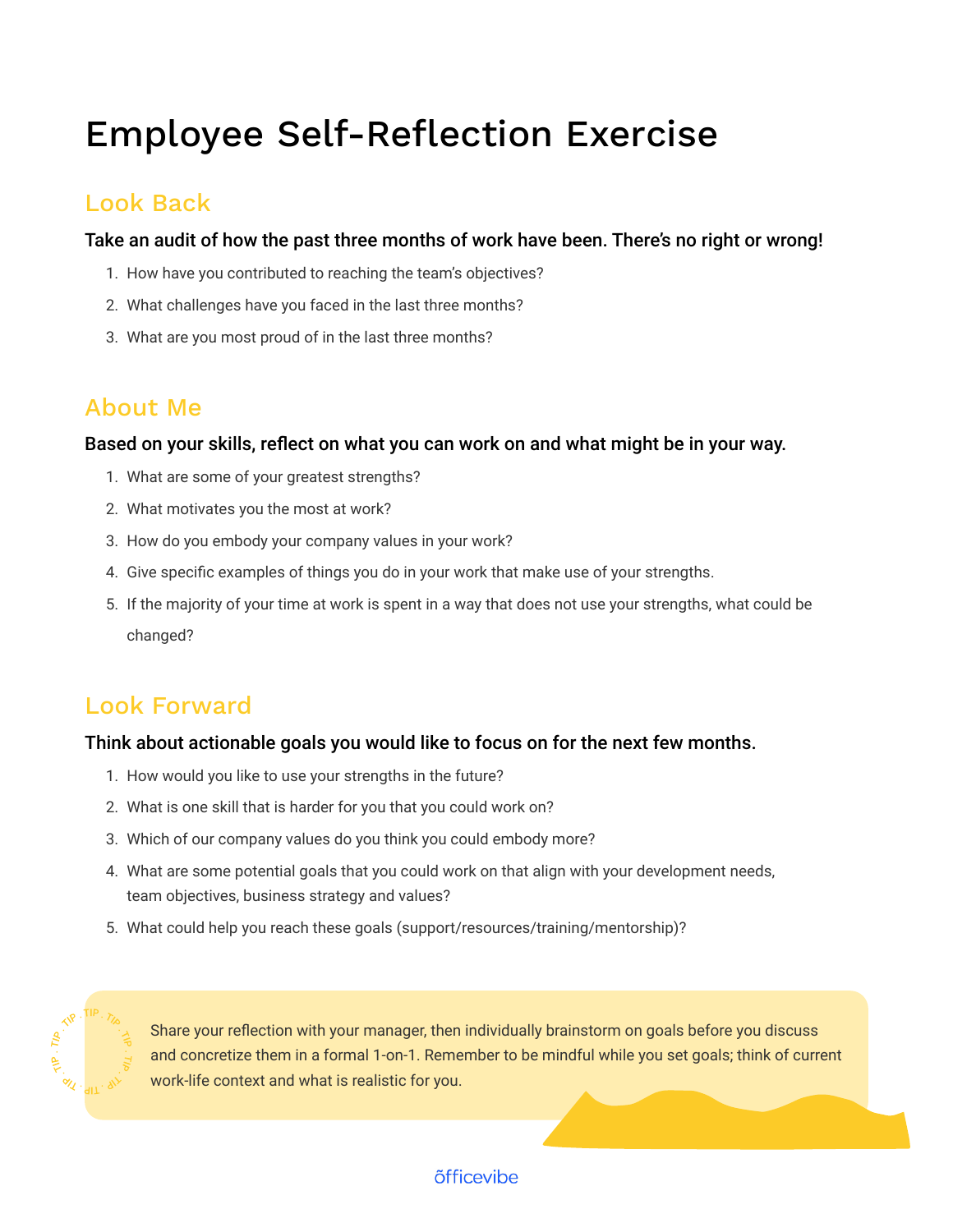# Employee Self-Reflection Exercise

## Look Back

**Take an audit of how the past three months of work have been. There's no right or wrong!**

1. How have you contributed to reaching the team's objectives?
2. What challenges have you faced in the last three months?
3. What are you most proud of in the last three months?

## About Me

**Based on your skills, reflect on what you can work on and what might be in your way.**

1. What are some of your greatest strengths?
2. What motivates you the most at work?
3. How do you embody your company values in your work?
4. Give specific examples of things you do in your work that make use of your strengths.
5. If the majority of your time at work is spent in a way that does not use your strengths, what could be changed?

## Look Forward

**Think about actionable goals you would like to focus on for the next few months.**

1. How would you like to use your strengths in the future?
2. What is one skill that is harder for you that you could work on?
3. Which of our company values do you think you could embody more?
4. What are some potential goals that you could work on that align with your development needs, team objectives, business strategy and values?
5. What could help you reach these goals (support/resources/training/mentorship)?

TIP

Share your reflection with your manager, then individually brainstorm on goals before you discuss and concretize them in a formal 1-on-1. Remember to be mindful while you set goals; think of current work-life context and what is realistic for you.

officevibe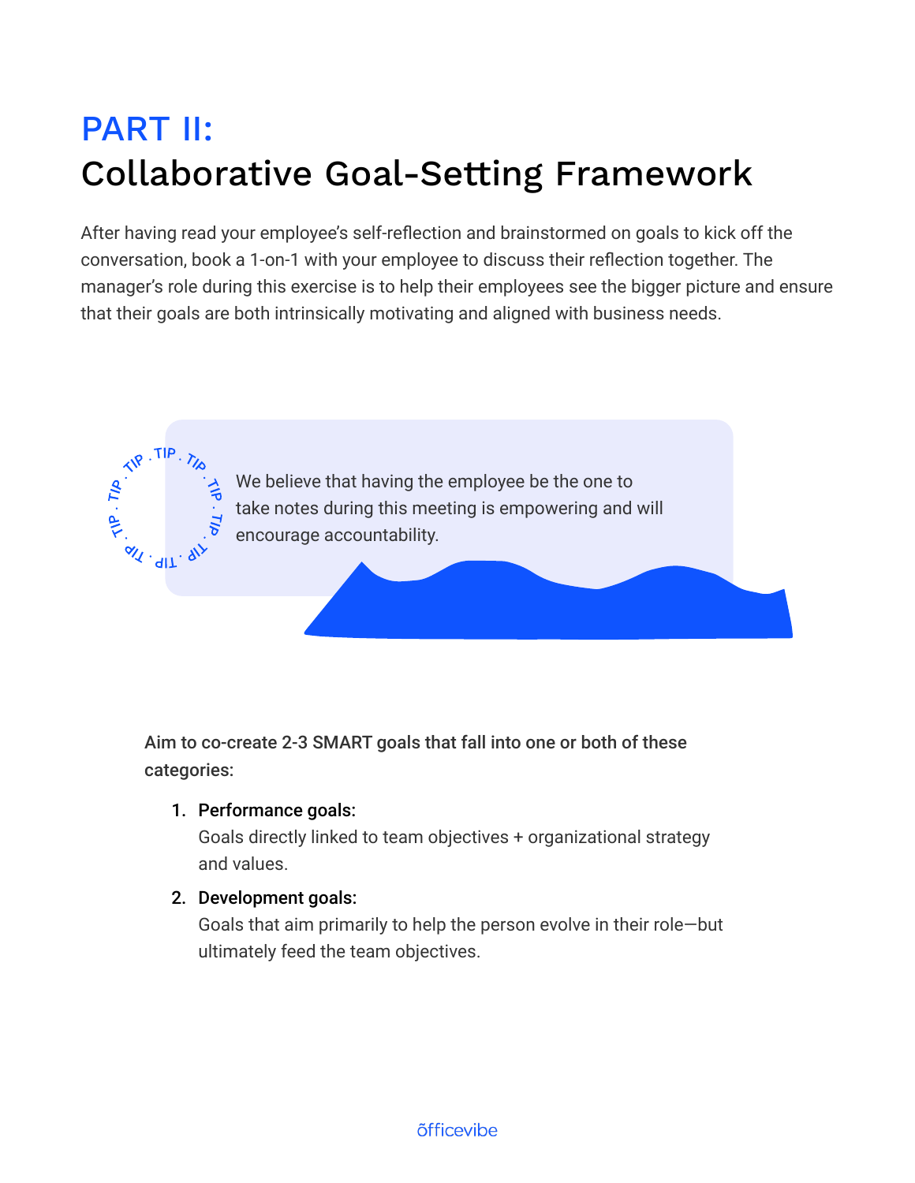# PART II:
# Collaborative Goal-Setting Framework

After having read your employee's self-reflection and brainstormed on goals to kick off the conversation, book a 1-on-1 with your employee to discuss their reflection together. The manager's role during this exercise is to help their employees see the bigger picture and ensure that their goals are both intrinsically motivating and aligned with business needs.

TIP

We believe that having the employee be the one to take notes during this meeting is empowering and will encourage accountability.

**Aim to co-create 2-3 SMART goals that fall into one or both of these categories:**

1. **Performance goals:**
   Goals directly linked to team objectives + organizational strategy and values.
2. **Development goals:**
   Goals that aim primarily to help the person evolve in their role—but ultimately feed the team objectives.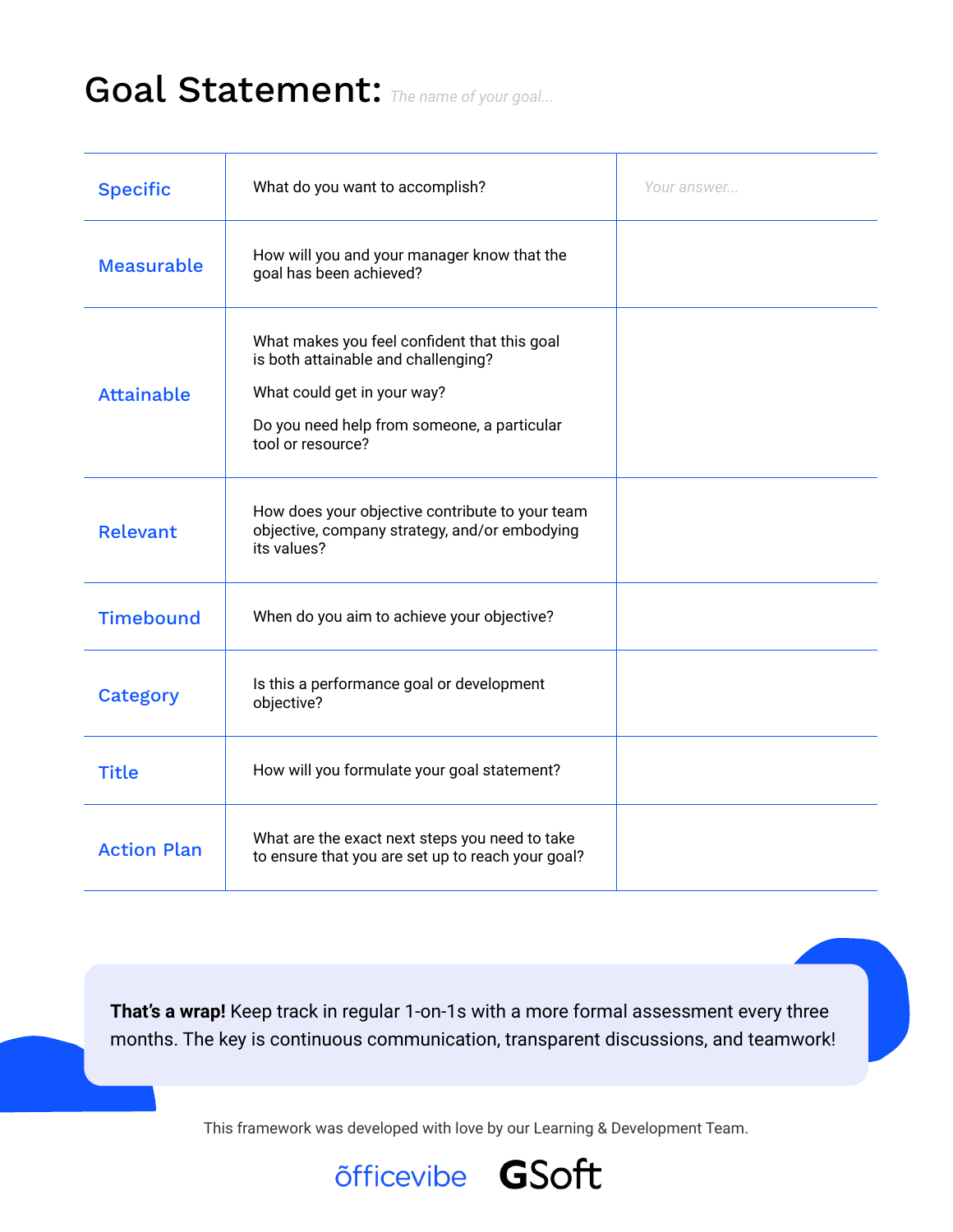# Goal Statement: *The name of your goal...*

| | | |
|---|---|---|
| **Specific** | What do you want to accomplish? | *Your answer...* |
| **Measurable** | How will you and your manager know that the goal has been achieved? | |
| **Attainable** | What makes you feel confident that this goal is both attainable and challenging?<br><br>What could get in your way?<br><br>Do you need help from someone, a particular tool or resource? | |
| **Relevant** | How does your objective contribute to your team objective, company strategy, and/or embodying its values? | |
| **Timebound** | When do you aim to achieve your objective? | |
| **Category** | Is this a performance goal or development objective? | |
| **Title** | How will you formulate your goal statement? | |
| **Action Plan** | What are the exact next steps you need to take to ensure that you are set up to reach your goal? | |

**That's a wrap!** Keep track in regular 1-on-1s with a more formal assessment every three months. The key is continuous communication, transparent discussions, and teamwork!

This framework was developed with love by our Learning & Development Team.

officevibe GSoft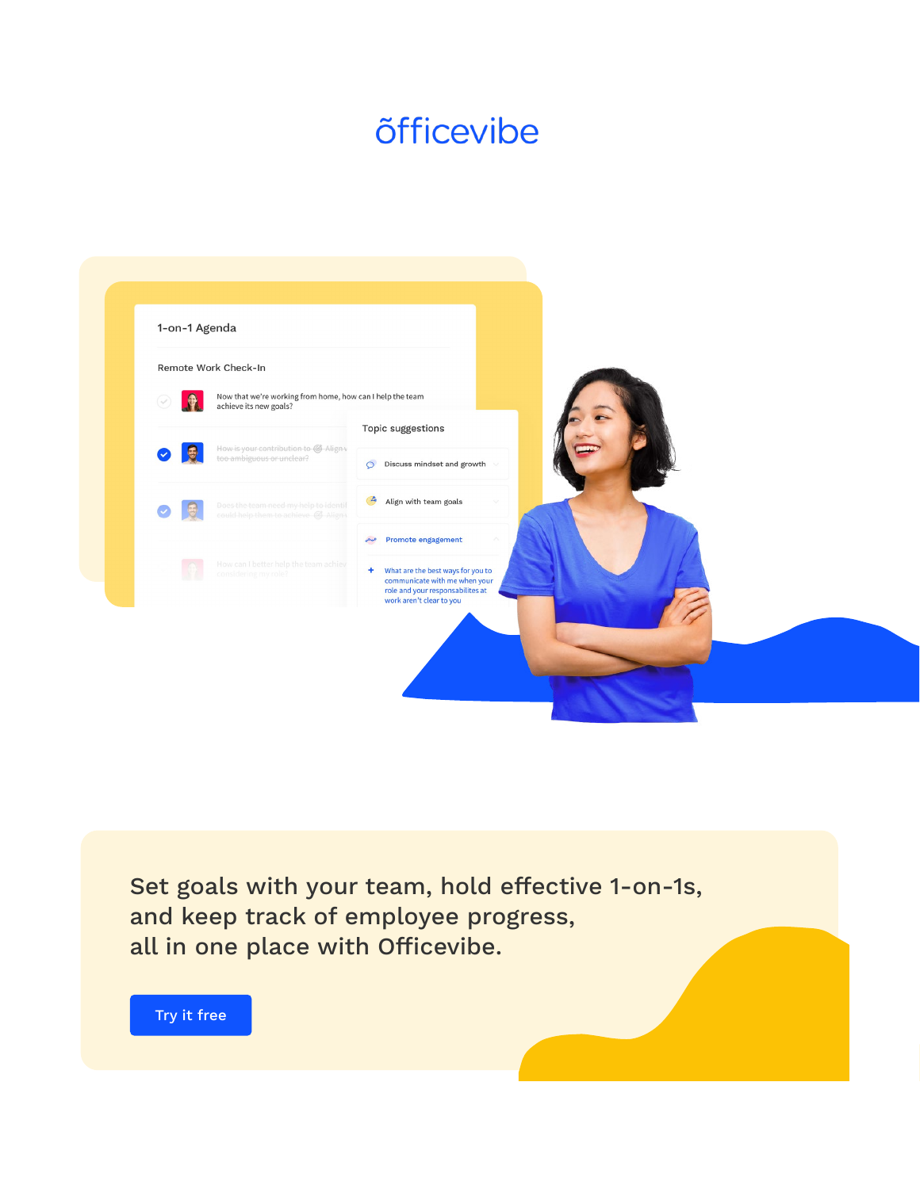õfficevibe

Set goals with your team, hold effective 1-on-1s, and keep track of employee progress, all in one place with Officevibe.

Try it free